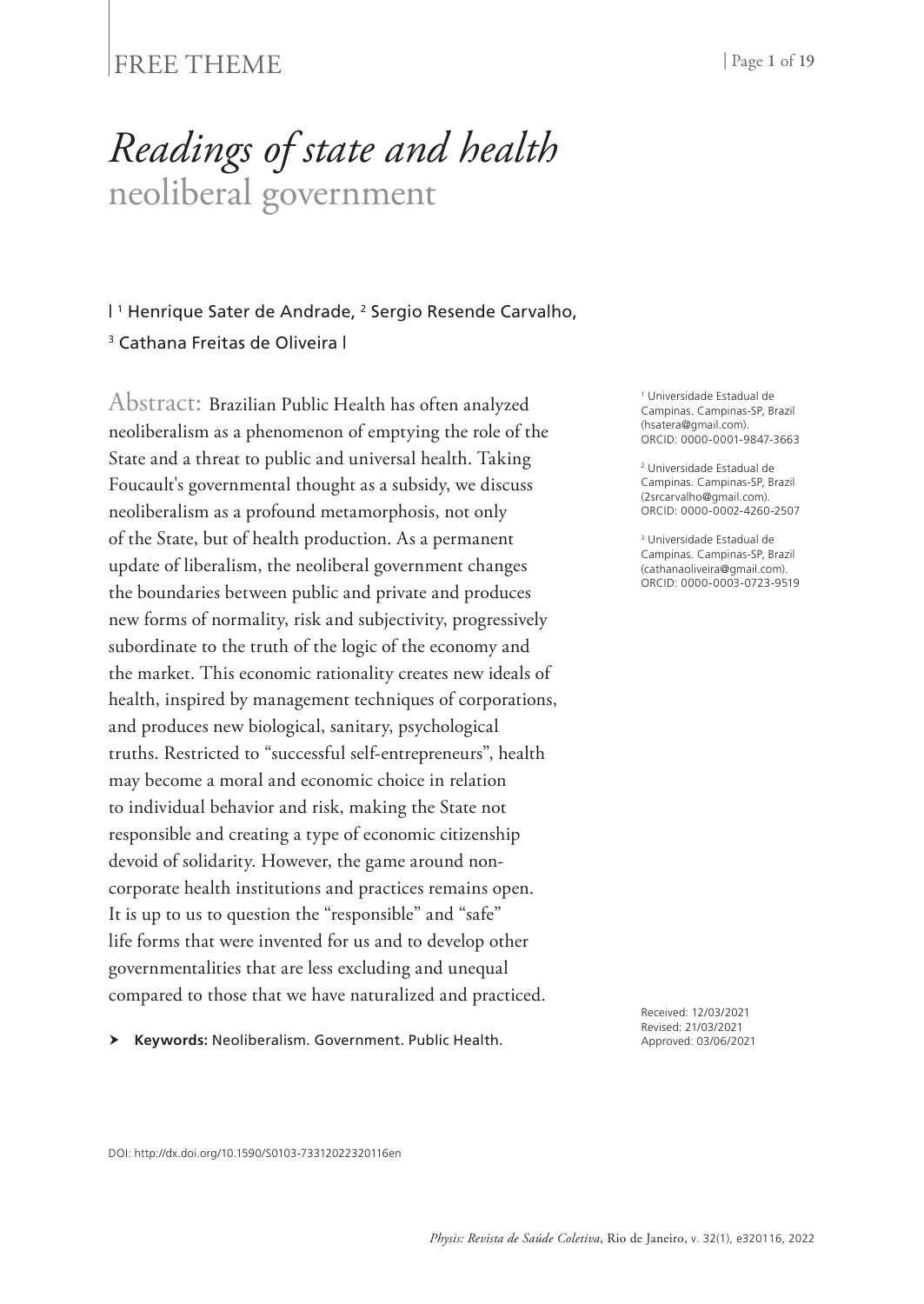FREE THEME

# *Readings of state and health*
## neoliberal government

| [1] Henrique Sater de Andrade, [2] Sergio Resende Carvalho, [3] Cathana Freitas de Oliveira |

[1] Universidade Estadual de Campinas. Campinas-SP, Brazil (hsatera@gmail.com). ORCID: 0000-0001-9847-3663

[2] Universidade Estadual de Campinas. Campinas-SP, Brazil (2srcarvalho@gmail.com). ORCID: 0000-0002-4260-2507

[3] Universidade Estadual de Campinas. Campinas-SP, Brazil (cathanaoliveira@gmail.com). ORCID: 0000-0003-0723-9519

Abstract: Brazilian Public Health has often analyzed neoliberalism as a phenomenon of emptying the role of the State and a threat to public and universal health. Taking Foucault's governmental thought as a subsidy, we discuss neoliberalism as a profound metamorphosis, not only of the State, but of health production. As a permanent update of liberalism, the neoliberal government changes the boundaries between public and private and produces new forms of normality, risk and subjectivity, progressively subordinate to the truth of the logic of the economy and the market. This economic rationality creates new ideals of health, inspired by management techniques of corporations, and produces new biological, sanitary, psychological truths. Restricted to "successful self-entrepreneurs", health may become a moral and economic choice in relation to individual behavior and risk, making the State not responsible and creating a type of economic citizenship devoid of solidarity. However, the game around non-corporate health institutions and practices remains open. It is up to us to question the "responsible" and "safe" life forms that were invented for us and to develop other governmentalities that are less excluding and unequal compared to those that we have naturalized and practiced.

➤ **Keywords:** Neoliberalism. Government. Public Health.

Received: 12/03/2021
Revised: 21/03/2021
Approved: 03/06/2021

DOI: http://dx.doi.org/10.1590/S0103-73312022320116en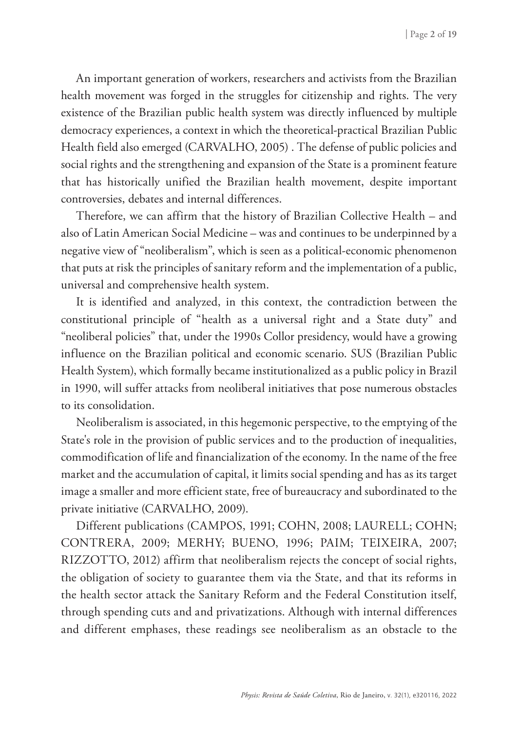An important generation of workers, researchers and activists from the Brazilian health movement was forged in the struggles for citizenship and rights. The very existence of the Brazilian public health system was directly influenced by multiple democracy experiences, a context in which the theoretical-practical Brazilian Public Health field also emerged (CARVALHO, 2005) . The defense of public policies and social rights and the strengthening and expansion of the State is a prominent feature that has historically unified the Brazilian health movement, despite important controversies, debates and internal differences.

Therefore, we can affirm that the history of Brazilian Collective Health – and also of Latin American Social Medicine – was and continues to be underpinned by a negative view of "neoliberalism", which is seen as a political-economic phenomenon that puts at risk the principles of sanitary reform and the implementation of a public, universal and comprehensive health system.

It is identified and analyzed, in this context, the contradiction between the constitutional principle of "health as a universal right and a State duty" and "neoliberal policies" that, under the 1990s Collor presidency, would have a growing influence on the Brazilian political and economic scenario. SUS (Brazilian Public Health System), which formally became institutionalized as a public policy in Brazil in 1990, will suffer attacks from neoliberal initiatives that pose numerous obstacles to its consolidation.

Neoliberalism is associated, in this hegemonic perspective, to the emptying of the State's role in the provision of public services and to the production of inequalities, commodification of life and financialization of the economy. In the name of the free market and the accumulation of capital, it limits social spending and has as its target image a smaller and more efficient state, free of bureaucracy and subordinated to the private initiative (CARVALHO, 2009).

Different publications (CAMPOS, 1991; COHN, 2008; LAURELL; COHN; CONTRERA, 2009; MERHY; BUENO, 1996; PAIM; TEIXEIRA, 2007; RIZZOTTO, 2012) affirm that neoliberalism rejects the concept of social rights, the obligation of society to guarantee them via the State, and that its reforms in the health sector attack the Sanitary Reform and the Federal Constitution itself, through spending cuts and and privatizations. Although with internal differences and different emphases, these readings see neoliberalism as an obstacle to the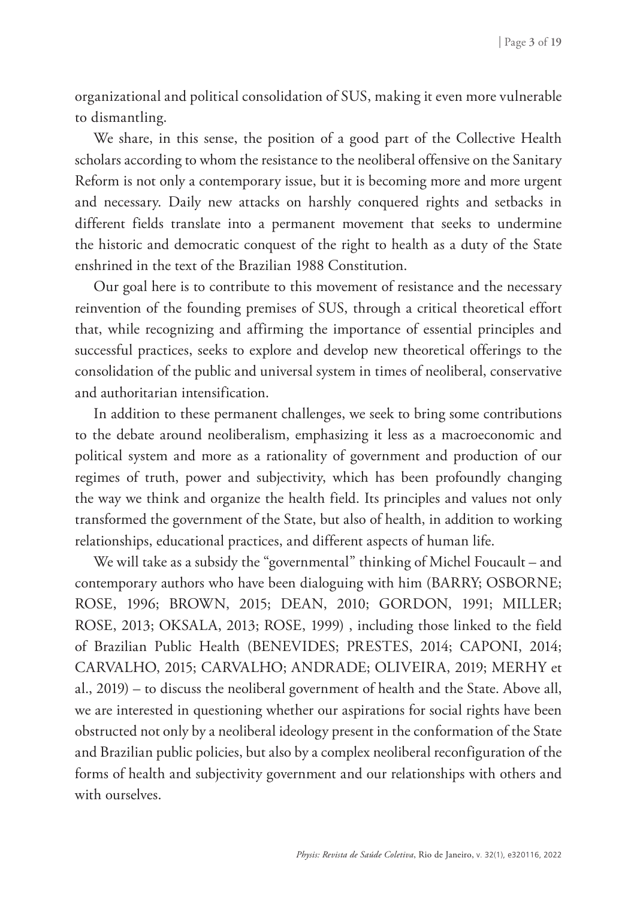organizational and political consolidation of SUS, making it even more vulnerable to dismantling.

We share, in this sense, the position of a good part of the Collective Health scholars according to whom the resistance to the neoliberal offensive on the Sanitary Reform is not only a contemporary issue, but it is becoming more and more urgent and necessary. Daily new attacks on harshly conquered rights and setbacks in different fields translate into a permanent movement that seeks to undermine the historic and democratic conquest of the right to health as a duty of the State enshrined in the text of the Brazilian 1988 Constitution.

Our goal here is to contribute to this movement of resistance and the necessary reinvention of the founding premises of SUS, through a critical theoretical effort that, while recognizing and affirming the importance of essential principles and successful practices, seeks to explore and develop new theoretical offerings to the consolidation of the public and universal system in times of neoliberal, conservative and authoritarian intensification.

In addition to these permanent challenges, we seek to bring some contributions to the debate around neoliberalism, emphasizing it less as a macroeconomic and political system and more as a rationality of government and production of our regimes of truth, power and subjectivity, which has been profoundly changing the way we think and organize the health field. Its principles and values not only transformed the government of the State, but also of health, in addition to working relationships, educational practices, and different aspects of human life.

We will take as a subsidy the "governmental" thinking of Michel Foucault – and contemporary authors who have been dialoguing with him (BARRY; OSBORNE; ROSE, 1996; BROWN, 2015; DEAN, 2010; GORDON, 1991; MILLER; ROSE, 2013; OKSALA, 2013; ROSE, 1999) , including those linked to the field of Brazilian Public Health (BENEVIDES; PRESTES, 2014; CAPONI, 2014; CARVALHO, 2015; CARVALHO; ANDRADE; OLIVEIRA, 2019; MERHY et al., 2019) – to discuss the neoliberal government of health and the State. Above all, we are interested in questioning whether our aspirations for social rights have been obstructed not only by a neoliberal ideology present in the conformation of the State and Brazilian public policies, but also by a complex neoliberal reconfiguration of the forms of health and subjectivity government and our relationships with others and with ourselves.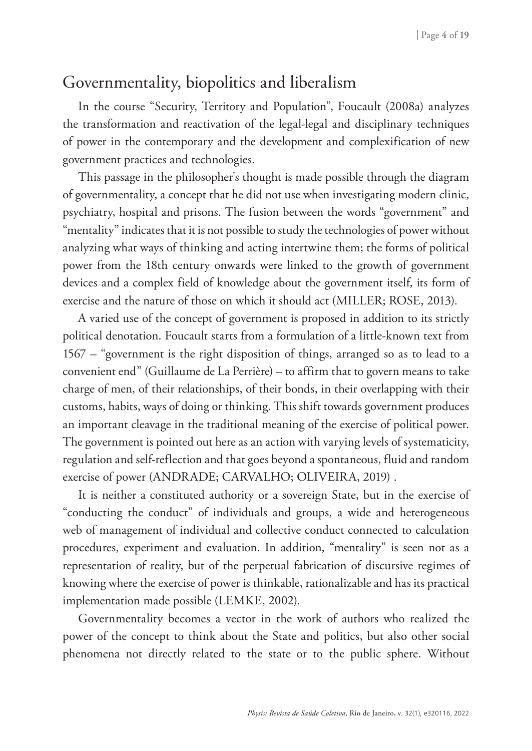## Governmentality, biopolitics and liberalism

In the course "Security, Territory and Population", Foucault (2008a) analyzes the transformation and reactivation of the legal-legal and disciplinary techniques of power in the contemporary and the development and complexification of new government practices and technologies.

This passage in the philosopher's thought is made possible through the diagram of governmentality, a concept that he did not use when investigating modern clinic, psychiatry, hospital and prisons. The fusion between the words "government" and "mentality" indicates that it is not possible to study the technologies of power without analyzing what ways of thinking and acting intertwine them; the forms of political power from the 18th century onwards were linked to the growth of government devices and a complex field of knowledge about the government itself, its form of exercise and the nature of those on which it should act (MILLER; ROSE, 2013).

A varied use of the concept of government is proposed in addition to its strictly political denotation. Foucault starts from a formulation of a little-known text from 1567 – "government is the right disposition of things, arranged so as to lead to a convenient end" (Guillaume de La Perrière) – to affirm that to govern means to take charge of men, of their relationships, of their bonds, in their overlapping with their customs, habits, ways of doing or thinking. This shift towards government produces an important cleavage in the traditional meaning of the exercise of political power. The government is pointed out here as an action with varying levels of systematicity, regulation and self-reflection and that goes beyond a spontaneous, fluid and random exercise of power (ANDRADE; CARVALHO; OLIVEIRA, 2019) .

It is neither a constituted authority or a sovereign State, but in the exercise of "conducting the conduct" of individuals and groups, a wide and heterogeneous web of management of individual and collective conduct connected to calculation procedures, experiment and evaluation. In addition, "mentality" is seen not as a representation of reality, but of the perpetual fabrication of discursive regimes of knowing where the exercise of power is thinkable, rationalizable and has its practical implementation made possible (LEMKE, 2002).

Governmentality becomes a vector in the work of authors who realized the power of the concept to think about the State and politics, but also other social phenomena not directly related to the state or to the public sphere. Without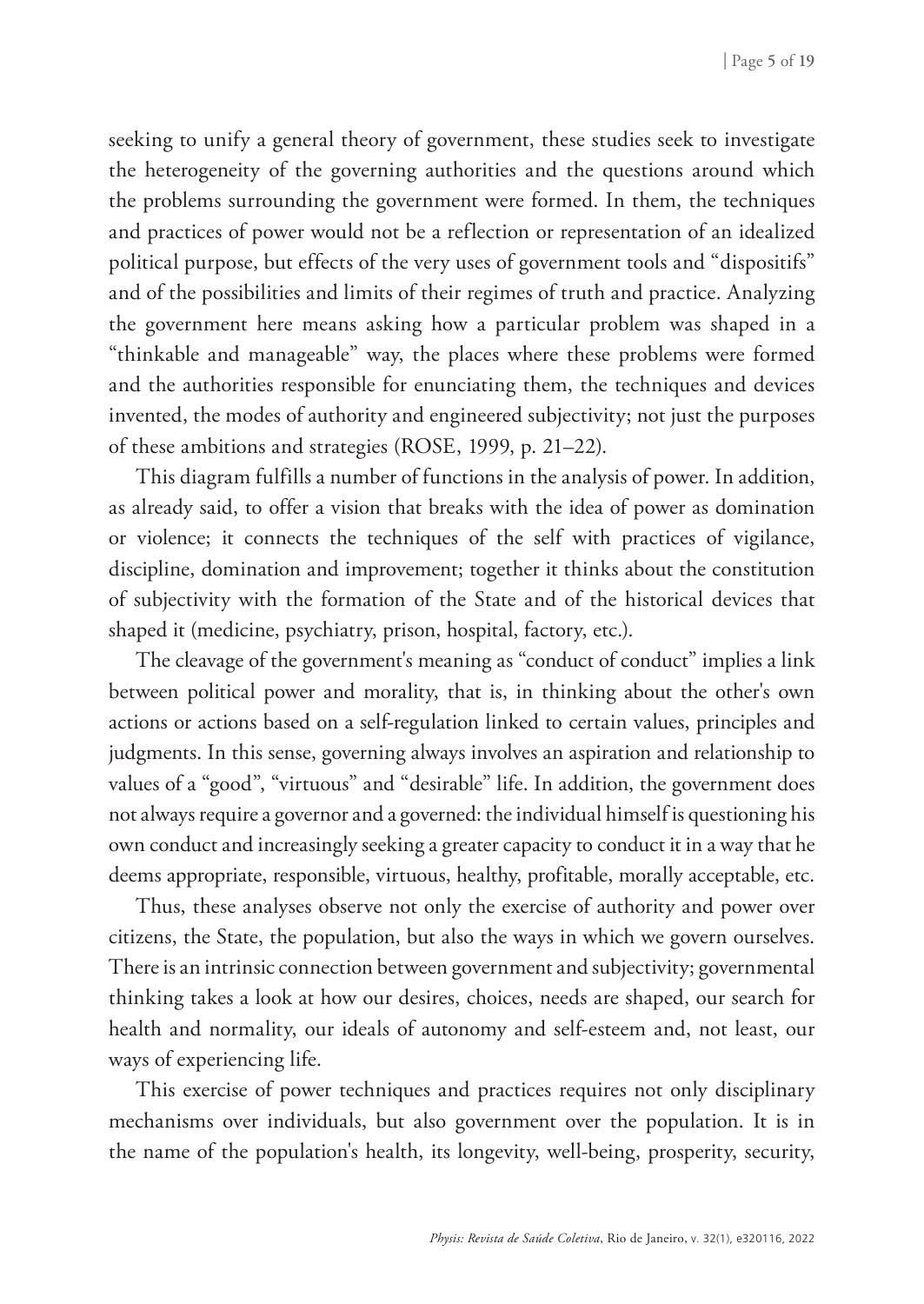seeking to unify a general theory of government, these studies seek to investigate the heterogeneity of the governing authorities and the questions around which the problems surrounding the government were formed. In them, the techniques and practices of power would not be a reflection or representation of an idealized political purpose, but effects of the very uses of government tools and "dispositifs" and of the possibilities and limits of their regimes of truth and practice. Analyzing the government here means asking how a particular problem was shaped in a "thinkable and manageable" way, the places where these problems were formed and the authorities responsible for enunciating them, the techniques and devices invented, the modes of authority and engineered subjectivity; not just the purposes of these ambitions and strategies (ROSE, 1999, p. 21–22).

This diagram fulfills a number of functions in the analysis of power. In addition, as already said, to offer a vision that breaks with the idea of power as domination or violence; it connects the techniques of the self with practices of vigilance, discipline, domination and improvement; together it thinks about the constitution of subjectivity with the formation of the State and of the historical devices that shaped it (medicine, psychiatry, prison, hospital, factory, etc.).

The cleavage of the government's meaning as "conduct of conduct" implies a link between political power and morality, that is, in thinking about the other's own actions or actions based on a self-regulation linked to certain values, principles and judgments. In this sense, governing always involves an aspiration and relationship to values of a "good", "virtuous" and "desirable" life. In addition, the government does not always require a governor and a governed: the individual himself is questioning his own conduct and increasingly seeking a greater capacity to conduct it in a way that he deems appropriate, responsible, virtuous, healthy, profitable, morally acceptable, etc.

Thus, these analyses observe not only the exercise of authority and power over citizens, the State, the population, but also the ways in which we govern ourselves. There is an intrinsic connection between government and subjectivity; governmental thinking takes a look at how our desires, choices, needs are shaped, our search for health and normality, our ideals of autonomy and self-esteem and, not least, our ways of experiencing life.

This exercise of power techniques and practices requires not only disciplinary mechanisms over individuals, but also government over the population. It is in the name of the population's health, its longevity, well-being, prosperity, security,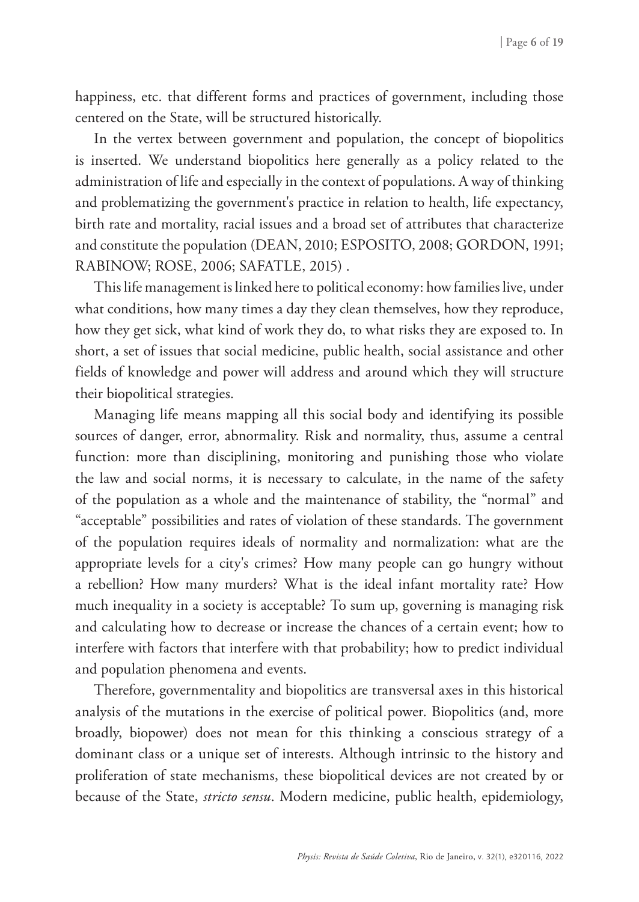happiness, etc. that different forms and practices of government, including those centered on the State, will be structured historically.

In the vertex between government and population, the concept of biopolitics is inserted. We understand biopolitics here generally as a policy related to the administration of life and especially in the context of populations. A way of thinking and problematizing the government's practice in relation to health, life expectancy, birth rate and mortality, racial issues and a broad set of attributes that characterize and constitute the population (DEAN, 2010; ESPOSITO, 2008; GORDON, 1991; RABINOW; ROSE, 2006; SAFATLE, 2015) .

This life management is linked here to political economy: how families live, under what conditions, how many times a day they clean themselves, how they reproduce, how they get sick, what kind of work they do, to what risks they are exposed to. In short, a set of issues that social medicine, public health, social assistance and other fields of knowledge and power will address and around which they will structure their biopolitical strategies.

Managing life means mapping all this social body and identifying its possible sources of danger, error, abnormality. Risk and normality, thus, assume a central function: more than disciplining, monitoring and punishing those who violate the law and social norms, it is necessary to calculate, in the name of the safety of the population as a whole and the maintenance of stability, the "normal" and "acceptable" possibilities and rates of violation of these standards. The government of the population requires ideals of normality and normalization: what are the appropriate levels for a city's crimes? How many people can go hungry without a rebellion? How many murders? What is the ideal infant mortality rate? How much inequality in a society is acceptable? To sum up, governing is managing risk and calculating how to decrease or increase the chances of a certain event; how to interfere with factors that interfere with that probability; how to predict individual and population phenomena and events.

Therefore, governmentality and biopolitics are transversal axes in this historical analysis of the mutations in the exercise of political power. Biopolitics (and, more broadly, biopower) does not mean for this thinking a conscious strategy of a dominant class or a unique set of interests. Although intrinsic to the history and proliferation of state mechanisms, these biopolitical devices are not created by or because of the State, *stricto sensu*. Modern medicine, public health, epidemiology,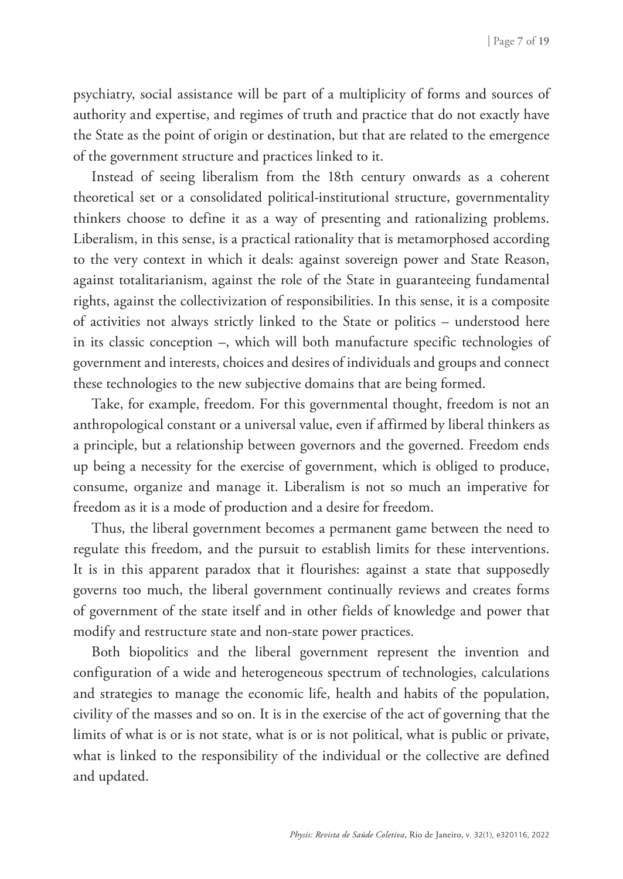psychiatry, social assistance will be part of a multiplicity of forms and sources of authority and expertise, and regimes of truth and practice that do not exactly have the State as the point of origin or destination, but that are related to the emergence of the government structure and practices linked to it.

Instead of seeing liberalism from the 18th century onwards as a coherent theoretical set or a consolidated political-institutional structure, governmentality thinkers choose to define it as a way of presenting and rationalizing problems. Liberalism, in this sense, is a practical rationality that is metamorphosed according to the very context in which it deals: against sovereign power and State Reason, against totalitarianism, against the role of the State in guaranteeing fundamental rights, against the collectivization of responsibilities. In this sense, it is a composite of activities not always strictly linked to the State or politics – understood here in its classic conception –, which will both manufacture specific technologies of government and interests, choices and desires of individuals and groups and connect these technologies to the new subjective domains that are being formed.

Take, for example, freedom. For this governmental thought, freedom is not an anthropological constant or a universal value, even if affirmed by liberal thinkers as a principle, but a relationship between governors and the governed. Freedom ends up being a necessity for the exercise of government, which is obliged to produce, consume, organize and manage it. Liberalism is not so much an imperative for freedom as it is a mode of production and a desire for freedom.

Thus, the liberal government becomes a permanent game between the need to regulate this freedom, and the pursuit to establish limits for these interventions. It is in this apparent paradox that it flourishes: against a state that supposedly governs too much, the liberal government continually reviews and creates forms of government of the state itself and in other fields of knowledge and power that modify and restructure state and non-state power practices.

Both biopolitics and the liberal government represent the invention and configuration of a wide and heterogeneous spectrum of technologies, calculations and strategies to manage the economic life, health and habits of the population, civility of the masses and so on. It is in the exercise of the act of governing that the limits of what is or is not state, what is or is not political, what is public or private, what is linked to the responsibility of the individual or the collective are defined and updated.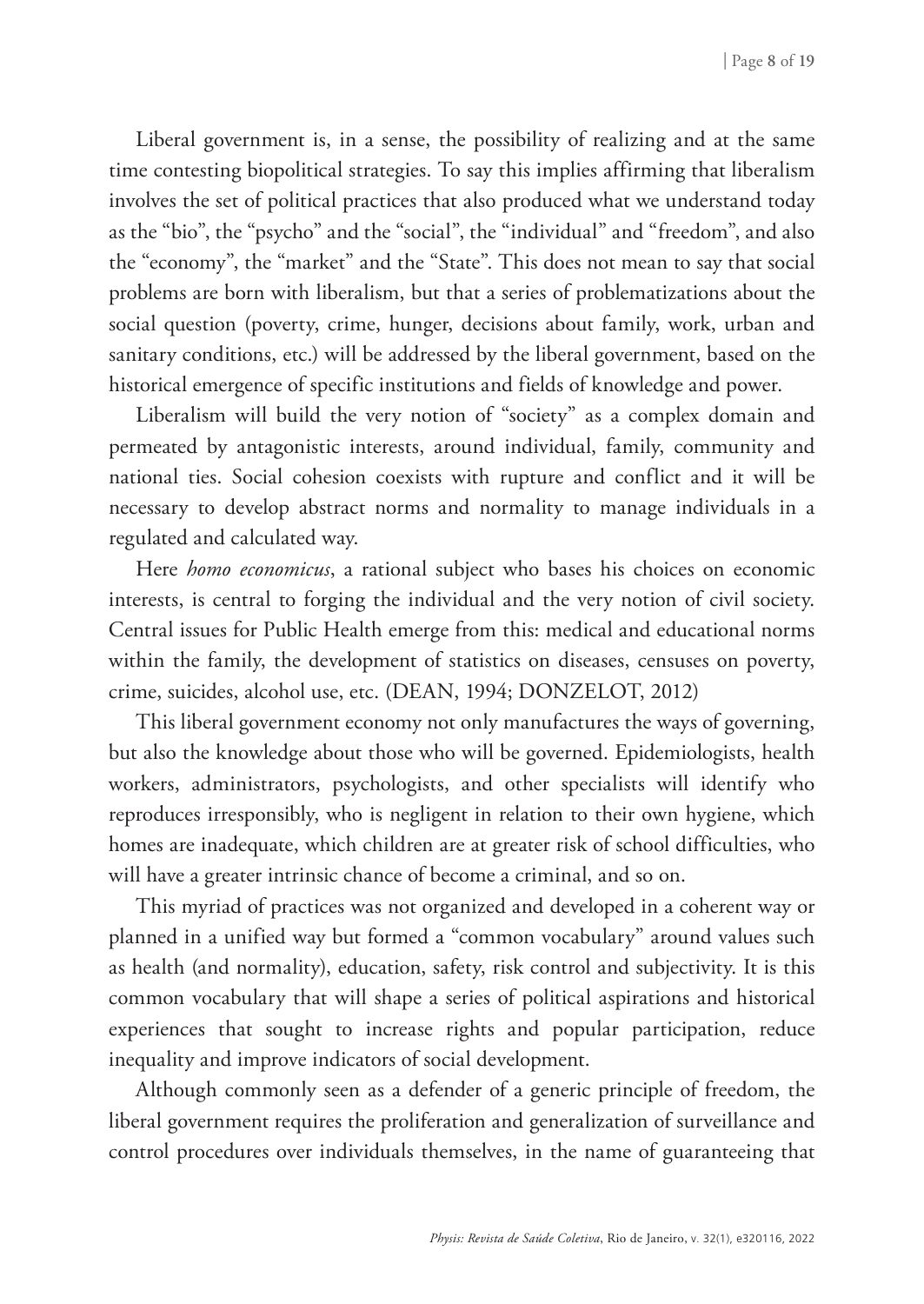Liberal government is, in a sense, the possibility of realizing and at the same time contesting biopolitical strategies. To say this implies affirming that liberalism involves the set of political practices that also produced what we understand today as the "bio", the "psycho" and the "social", the "individual" and "freedom", and also the "economy", the "market" and the "State". This does not mean to say that social problems are born with liberalism, but that a series of problematizations about the social question (poverty, crime, hunger, decisions about family, work, urban and sanitary conditions, etc.) will be addressed by the liberal government, based on the historical emergence of specific institutions and fields of knowledge and power.

Liberalism will build the very notion of "society" as a complex domain and permeated by antagonistic interests, around individual, family, community and national ties. Social cohesion coexists with rupture and conflict and it will be necessary to develop abstract norms and normality to manage individuals in a regulated and calculated way.

Here *homo economicus*, a rational subject who bases his choices on economic interests, is central to forging the individual and the very notion of civil society. Central issues for Public Health emerge from this: medical and educational norms within the family, the development of statistics on diseases, censuses on poverty, crime, suicides, alcohol use, etc. (DEAN, 1994; DONZELOT, 2012)

This liberal government economy not only manufactures the ways of governing, but also the knowledge about those who will be governed. Epidemiologists, health workers, administrators, psychologists, and other specialists will identify who reproduces irresponsibly, who is negligent in relation to their own hygiene, which homes are inadequate, which children are at greater risk of school difficulties, who will have a greater intrinsic chance of become a criminal, and so on.

This myriad of practices was not organized and developed in a coherent way or planned in a unified way but formed a "common vocabulary" around values such as health (and normality), education, safety, risk control and subjectivity. It is this common vocabulary that will shape a series of political aspirations and historical experiences that sought to increase rights and popular participation, reduce inequality and improve indicators of social development.

Although commonly seen as a defender of a generic principle of freedom, the liberal government requires the proliferation and generalization of surveillance and control procedures over individuals themselves, in the name of guaranteeing that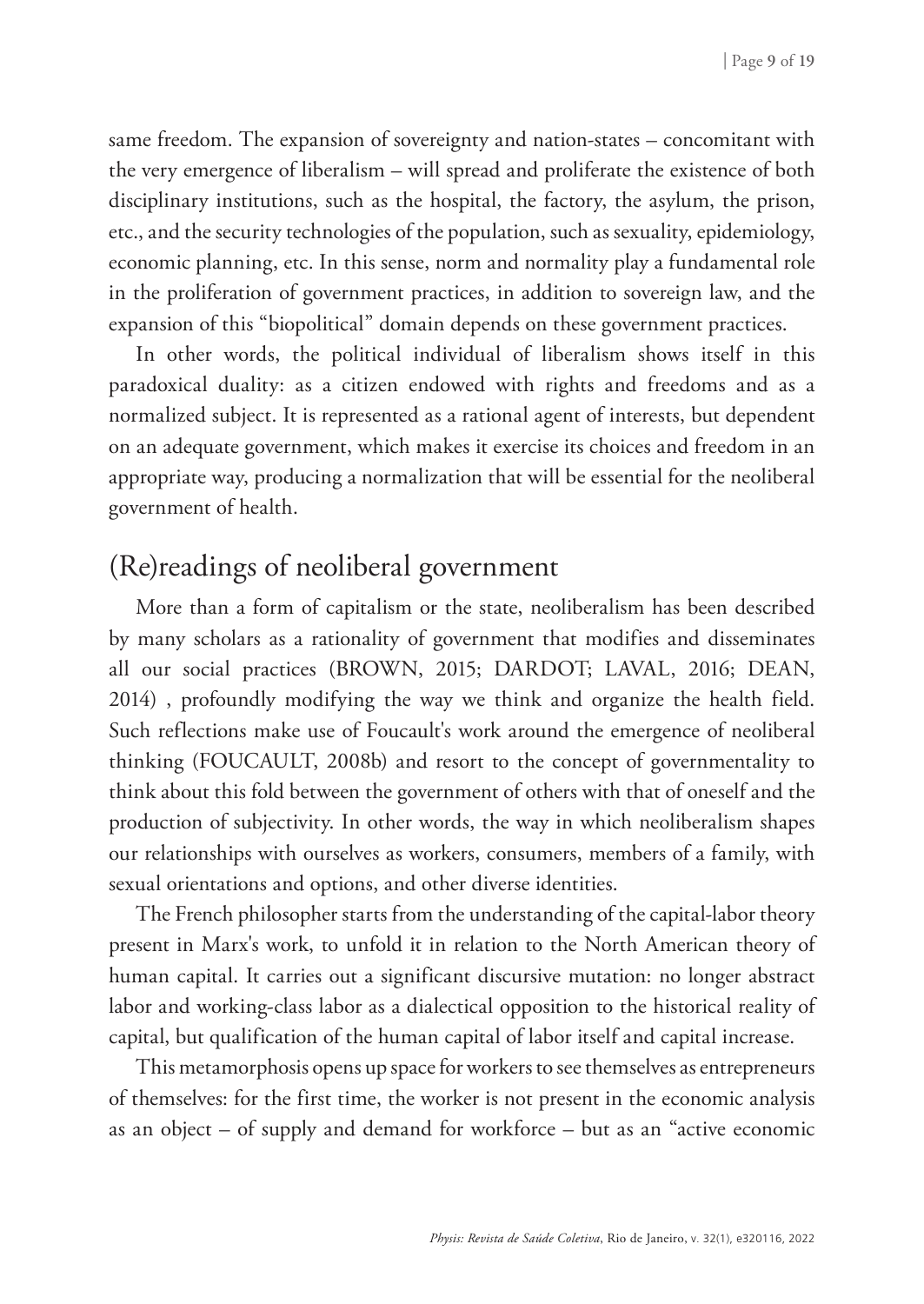same freedom. The expansion of sovereignty and nation-states – concomitant with the very emergence of liberalism – will spread and proliferate the existence of both disciplinary institutions, such as the hospital, the factory, the asylum, the prison, etc., and the security technologies of the population, such as sexuality, epidemiology, economic planning, etc. In this sense, norm and normality play a fundamental role in the proliferation of government practices, in addition to sovereign law, and the expansion of this "biopolitical" domain depends on these government practices.

In other words, the political individual of liberalism shows itself in this paradoxical duality: as a citizen endowed with rights and freedoms and as a normalized subject. It is represented as a rational agent of interests, but dependent on an adequate government, which makes it exercise its choices and freedom in an appropriate way, producing a normalization that will be essential for the neoliberal government of health.

## (Re)readings of neoliberal government

More than a form of capitalism or the state, neoliberalism has been described by many scholars as a rationality of government that modifies and disseminates all our social practices (BROWN, 2015; DARDOT; LAVAL, 2016; DEAN, 2014) , profoundly modifying the way we think and organize the health field. Such reflections make use of Foucault's work around the emergence of neoliberal thinking (FOUCAULT, 2008b) and resort to the concept of governmentality to think about this fold between the government of others with that of oneself and the production of subjectivity. In other words, the way in which neoliberalism shapes our relationships with ourselves as workers, consumers, members of a family, with sexual orientations and options, and other diverse identities.

The French philosopher starts from the understanding of the capital-labor theory present in Marx's work, to unfold it in relation to the North American theory of human capital. It carries out a significant discursive mutation: no longer abstract labor and working-class labor as a dialectical opposition to the historical reality of capital, but qualification of the human capital of labor itself and capital increase.

This metamorphosis opens up space for workers to see themselves as entrepreneurs of themselves: for the first time, the worker is not present in the economic analysis as an object – of supply and demand for workforce – but as an "active economic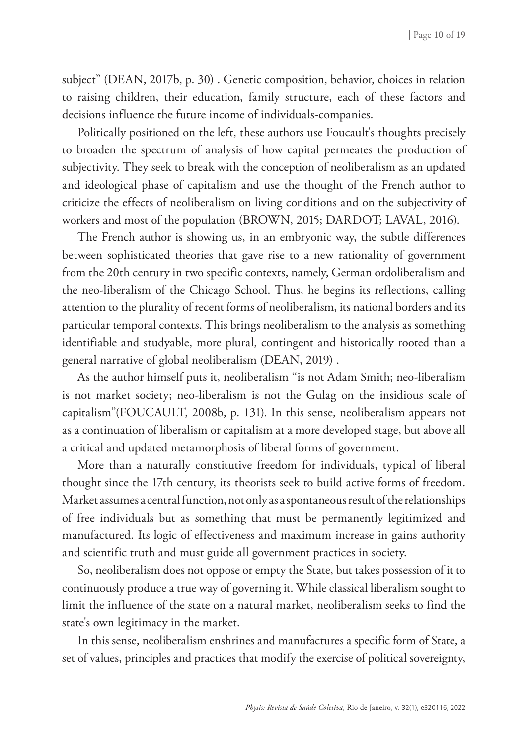subject" (DEAN, 2017b, p. 30) . Genetic composition, behavior, choices in relation to raising children, their education, family structure, each of these factors and decisions influence the future income of individuals-companies.

Politically positioned on the left, these authors use Foucault's thoughts precisely to broaden the spectrum of analysis of how capital permeates the production of subjectivity. They seek to break with the conception of neoliberalism as an updated and ideological phase of capitalism and use the thought of the French author to criticize the effects of neoliberalism on living conditions and on the subjectivity of workers and most of the population (BROWN, 2015; DARDOT; LAVAL, 2016).

The French author is showing us, in an embryonic way, the subtle differences between sophisticated theories that gave rise to a new rationality of government from the 20th century in two specific contexts, namely, German ordoliberalism and the neo-liberalism of the Chicago School. Thus, he begins its reflections, calling attention to the plurality of recent forms of neoliberalism, its national borders and its particular temporal contexts. This brings neoliberalism to the analysis as something identifiable and studyable, more plural, contingent and historically rooted than a general narrative of global neoliberalism (DEAN, 2019) .

As the author himself puts it, neoliberalism "is not Adam Smith; neo-liberalism is not market society; neo-liberalism is not the Gulag on the insidious scale of capitalism"(FOUCAULT, 2008b, p. 131). In this sense, neoliberalism appears not as a continuation of liberalism or capitalism at a more developed stage, but above all a critical and updated metamorphosis of liberal forms of government.

More than a naturally constitutive freedom for individuals, typical of liberal thought since the 17th century, its theorists seek to build active forms of freedom. Market assumes a central function, not only as a spontaneous result of the relationships of free individuals but as something that must be permanently legitimized and manufactured. Its logic of effectiveness and maximum increase in gains authority and scientific truth and must guide all government practices in society.

So, neoliberalism does not oppose or empty the State, but takes possession of it to continuously produce a true way of governing it. While classical liberalism sought to limit the influence of the state on a natural market, neoliberalism seeks to find the state's own legitimacy in the market.

In this sense, neoliberalism enshrines and manufactures a specific form of State, a set of values, principles and practices that modify the exercise of political sovereignty,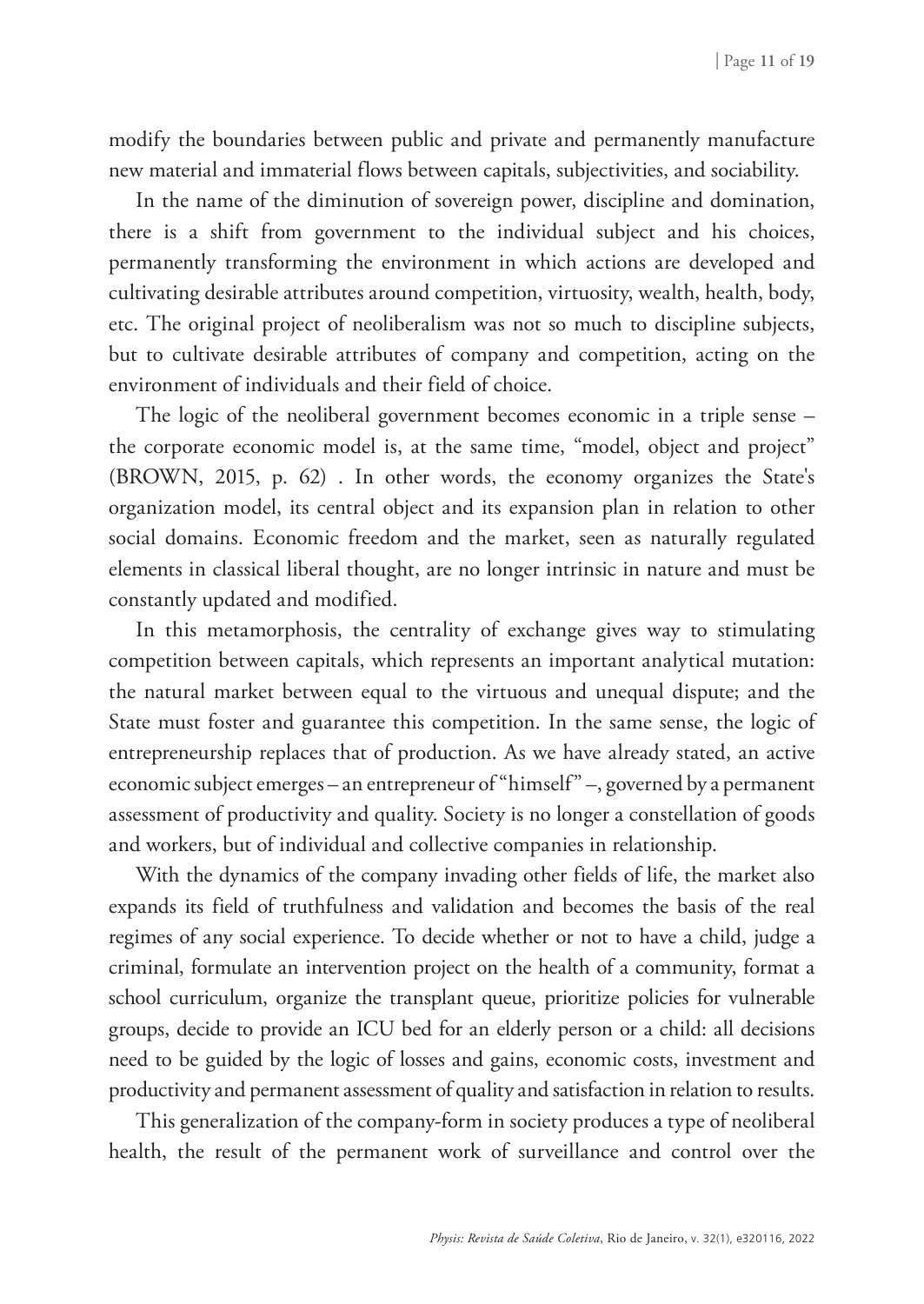modify the boundaries between public and private and permanently manufacture new material and immaterial flows between capitals, subjectivities, and sociability.

In the name of the diminution of sovereign power, discipline and domination, there is a shift from government to the individual subject and his choices, permanently transforming the environment in which actions are developed and cultivating desirable attributes around competition, virtuosity, wealth, health, body, etc. The original project of neoliberalism was not so much to discipline subjects, but to cultivate desirable attributes of company and competition, acting on the environment of individuals and their field of choice.

The logic of the neoliberal government becomes economic in a triple sense – the corporate economic model is, at the same time, "model, object and project" (BROWN, 2015, p. 62) . In other words, the economy organizes the State's organization model, its central object and its expansion plan in relation to other social domains. Economic freedom and the market, seen as naturally regulated elements in classical liberal thought, are no longer intrinsic in nature and must be constantly updated and modified.

In this metamorphosis, the centrality of exchange gives way to stimulating competition between capitals, which represents an important analytical mutation: the natural market between equal to the virtuous and unequal dispute; and the State must foster and guarantee this competition. In the same sense, the logic of entrepreneurship replaces that of production. As we have already stated, an active economic subject emerges – an entrepreneur of "himself" –, governed by a permanent assessment of productivity and quality. Society is no longer a constellation of goods and workers, but of individual and collective companies in relationship.

With the dynamics of the company invading other fields of life, the market also expands its field of truthfulness and validation and becomes the basis of the real regimes of any social experience. To decide whether or not to have a child, judge a criminal, formulate an intervention project on the health of a community, format a school curriculum, organize the transplant queue, prioritize policies for vulnerable groups, decide to provide an ICU bed for an elderly person or a child: all decisions need to be guided by the logic of losses and gains, economic costs, investment and productivity and permanent assessment of quality and satisfaction in relation to results.

This generalization of the company-form in society produces a type of neoliberal health, the result of the permanent work of surveillance and control over the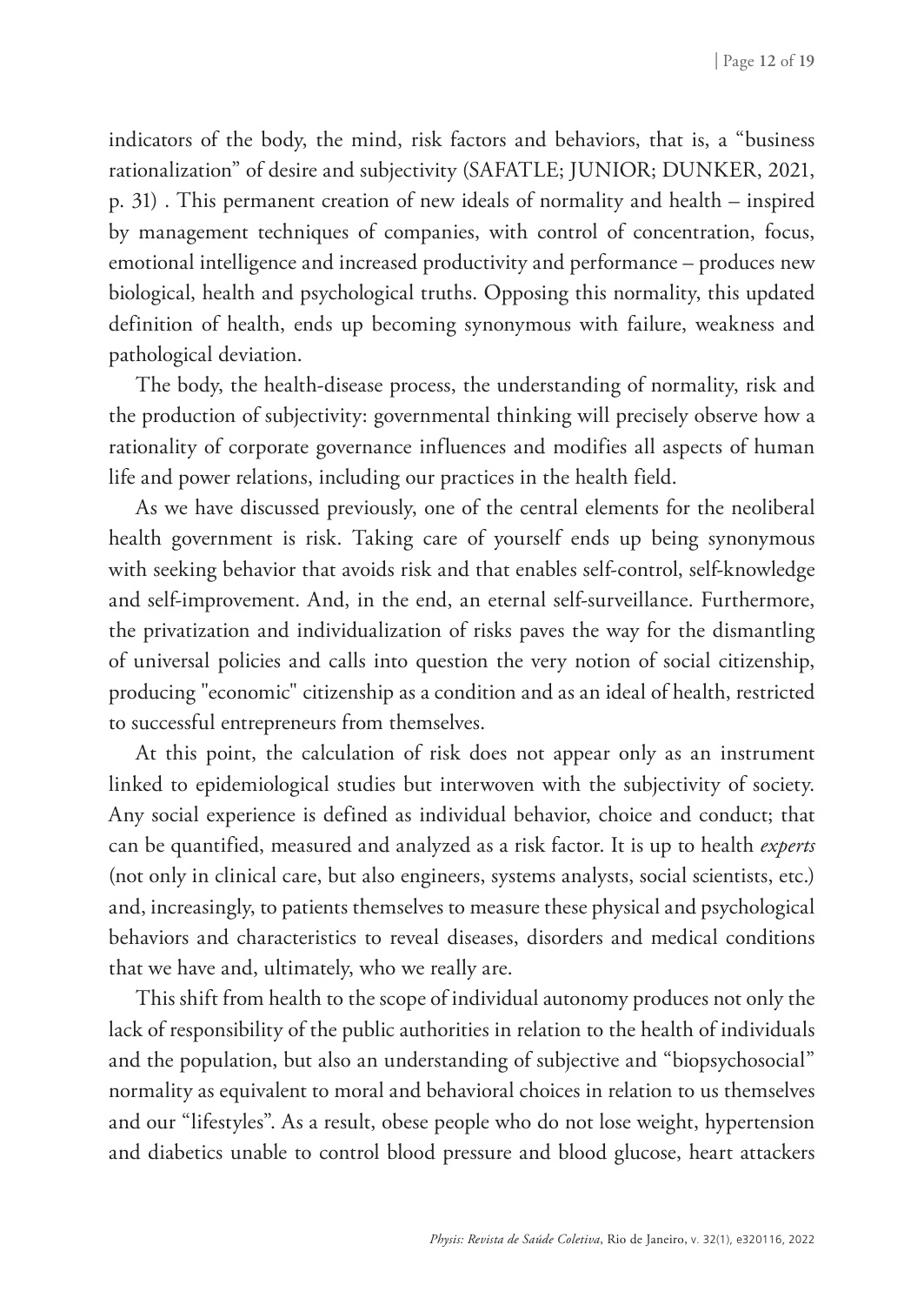indicators of the body, the mind, risk factors and behaviors, that is, a "business rationalization" of desire and subjectivity (SAFATLE; JUNIOR; DUNKER, 2021, p. 31) . This permanent creation of new ideals of normality and health – inspired by management techniques of companies, with control of concentration, focus, emotional intelligence and increased productivity and performance – produces new biological, health and psychological truths. Opposing this normality, this updated definition of health, ends up becoming synonymous with failure, weakness and pathological deviation.

The body, the health-disease process, the understanding of normality, risk and the production of subjectivity: governmental thinking will precisely observe how a rationality of corporate governance influences and modifies all aspects of human life and power relations, including our practices in the health field.

As we have discussed previously, one of the central elements for the neoliberal health government is risk. Taking care of yourself ends up being synonymous with seeking behavior that avoids risk and that enables self-control, self-knowledge and self-improvement. And, in the end, an eternal self-surveillance. Furthermore, the privatization and individualization of risks paves the way for the dismantling of universal policies and calls into question the very notion of social citizenship, producing "economic" citizenship as a condition and as an ideal of health, restricted to successful entrepreneurs from themselves.

At this point, the calculation of risk does not appear only as an instrument linked to epidemiological studies but interwoven with the subjectivity of society. Any social experience is defined as individual behavior, choice and conduct; that can be quantified, measured and analyzed as a risk factor. It is up to health *experts* (not only in clinical care, but also engineers, systems analysts, social scientists, etc.) and, increasingly, to patients themselves to measure these physical and psychological behaviors and characteristics to reveal diseases, disorders and medical conditions that we have and, ultimately, who we really are.

This shift from health to the scope of individual autonomy produces not only the lack of responsibility of the public authorities in relation to the health of individuals and the population, but also an understanding of subjective and "biopsychosocial" normality as equivalent to moral and behavioral choices in relation to us themselves and our "lifestyles". As a result, obese people who do not lose weight, hypertension and diabetics unable to control blood pressure and blood glucose, heart attackers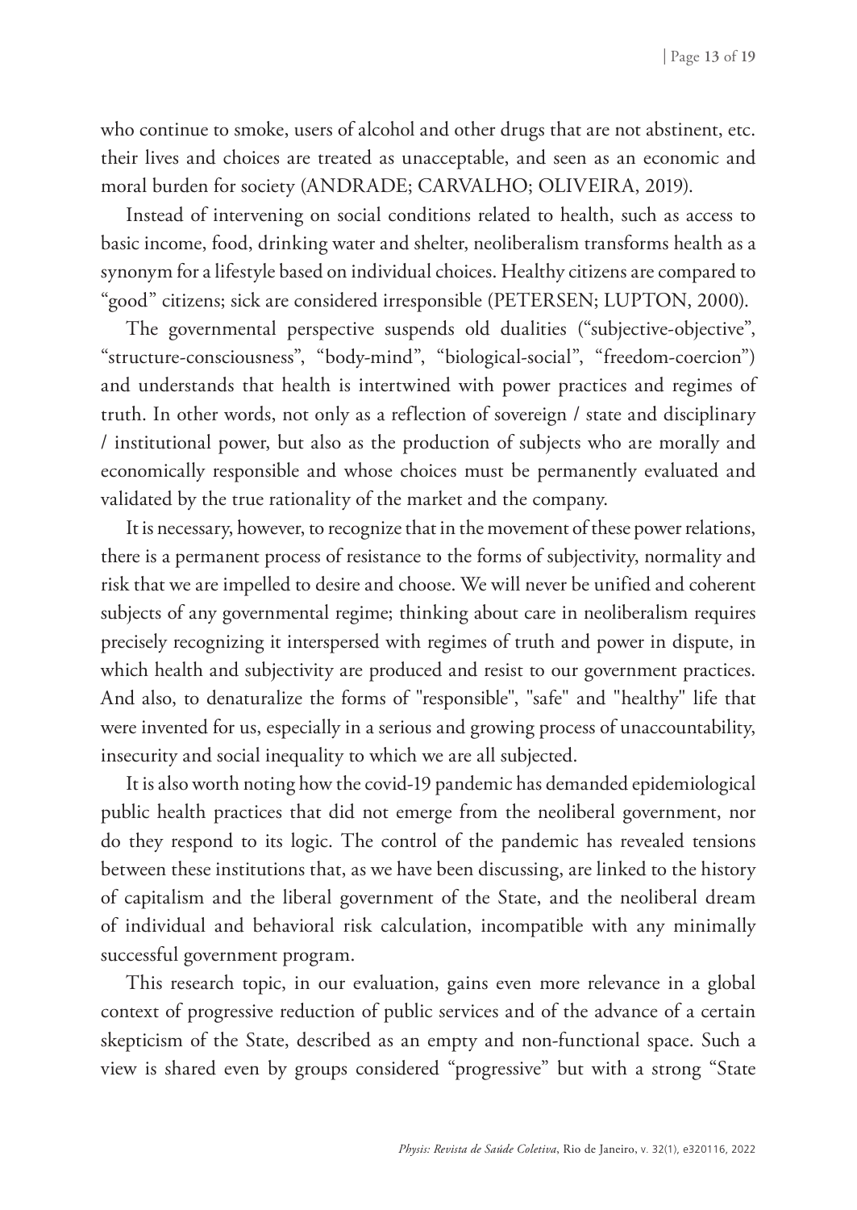who continue to smoke, users of alcohol and other drugs that are not abstinent, etc. their lives and choices are treated as unacceptable, and seen as an economic and moral burden for society (ANDRADE; CARVALHO; OLIVEIRA, 2019).

Instead of intervening on social conditions related to health, such as access to basic income, food, drinking water and shelter, neoliberalism transforms health as a synonym for a lifestyle based on individual choices. Healthy citizens are compared to "good" citizens; sick are considered irresponsible (PETERSEN; LUPTON, 2000).

The governmental perspective suspends old dualities ("subjective-objective", "structure-consciousness", "body-mind", "biological-social", "freedom-coercion") and understands that health is intertwined with power practices and regimes of truth. In other words, not only as a reflection of sovereign / state and disciplinary / institutional power, but also as the production of subjects who are morally and economically responsible and whose choices must be permanently evaluated and validated by the true rationality of the market and the company.

It is necessary, however, to recognize that in the movement of these power relations, there is a permanent process of resistance to the forms of subjectivity, normality and risk that we are impelled to desire and choose. We will never be unified and coherent subjects of any governmental regime; thinking about care in neoliberalism requires precisely recognizing it interspersed with regimes of truth and power in dispute, in which health and subjectivity are produced and resist to our government practices. And also, to denaturalize the forms of "responsible", "safe" and "healthy" life that were invented for us, especially in a serious and growing process of unaccountability, insecurity and social inequality to which we are all subjected.

It is also worth noting how the covid-19 pandemic has demanded epidemiological public health practices that did not emerge from the neoliberal government, nor do they respond to its logic. The control of the pandemic has revealed tensions between these institutions that, as we have been discussing, are linked to the history of capitalism and the liberal government of the State, and the neoliberal dream of individual and behavioral risk calculation, incompatible with any minimally successful government program.

This research topic, in our evaluation, gains even more relevance in a global context of progressive reduction of public services and of the advance of a certain skepticism of the State, described as an empty and non-functional space. Such a view is shared even by groups considered "progressive" but with a strong "State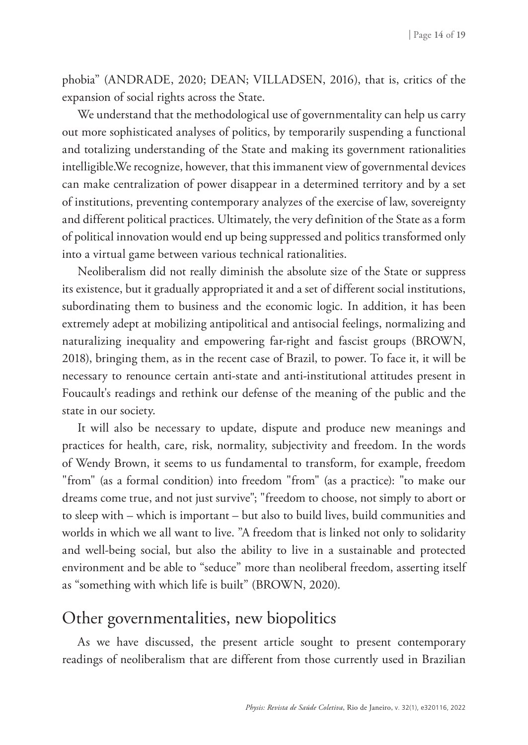phobia" (ANDRADE, 2020; DEAN; VILLADSEN, 2016), that is, critics of the expansion of social rights across the State.

We understand that the methodological use of governmentality can help us carry out more sophisticated analyses of politics, by temporarily suspending a functional and totalizing understanding of the State and making its government rationalities intelligible.We recognize, however, that this immanent view of governmental devices can make centralization of power disappear in a determined territory and by a set of institutions, preventing contemporary analyzes of the exercise of law, sovereignty and different political practices. Ultimately, the very definition of the State as a form of political innovation would end up being suppressed and politics transformed only into a virtual game between various technical rationalities.

Neoliberalism did not really diminish the absolute size of the State or suppress its existence, but it gradually appropriated it and a set of different social institutions, subordinating them to business and the economic logic. In addition, it has been extremely adept at mobilizing antipolitical and antisocial feelings, normalizing and naturalizing inequality and empowering far-right and fascist groups (BROWN, 2018), bringing them, as in the recent case of Brazil, to power. To face it, it will be necessary to renounce certain anti-state and anti-institutional attitudes present in Foucault's readings and rethink our defense of the meaning of the public and the state in our society.

It will also be necessary to update, dispute and produce new meanings and practices for health, care, risk, normality, subjectivity and freedom. In the words of Wendy Brown, it seems to us fundamental to transform, for example, freedom "from" (as a formal condition) into freedom "from" (as a practice): "to make our dreams come true, and not just survive"; "freedom to choose, not simply to abort or to sleep with – which is important – but also to build lives, build communities and worlds in which we all want to live. "A freedom that is linked not only to solidarity and well-being social, but also the ability to live in a sustainable and protected environment and be able to "seduce" more than neoliberal freedom, asserting itself as "something with which life is built" (BROWN, 2020).

## Other governmentalities, new biopolitics

As we have discussed, the present article sought to present contemporary readings of neoliberalism that are different from those currently used in Brazilian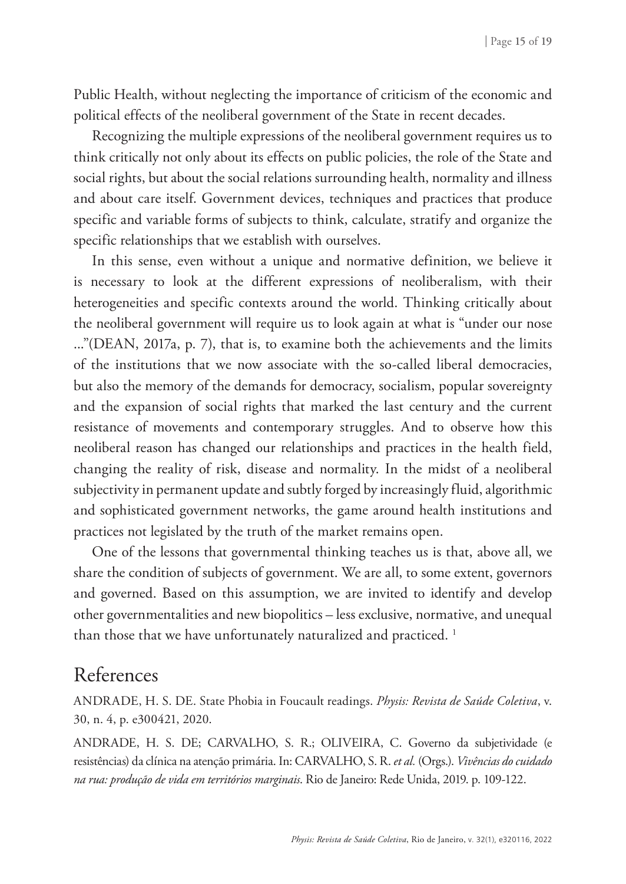Public Health, without neglecting the importance of criticism of the economic and political effects of the neoliberal government of the State in recent decades.

Recognizing the multiple expressions of the neoliberal government requires us to think critically not only about its effects on public policies, the role of the State and social rights, but about the social relations surrounding health, normality and illness and about care itself. Government devices, techniques and practices that produce specific and variable forms of subjects to think, calculate, stratify and organize the specific relationships that we establish with ourselves.

In this sense, even without a unique and normative definition, we believe it is necessary to look at the different expressions of neoliberalism, with their heterogeneities and specific contexts around the world. Thinking critically about the neoliberal government will require us to look again at what is "under our nose ..."(DEAN, 2017a, p. 7), that is, to examine both the achievements and the limits of the institutions that we now associate with the so-called liberal democracies, but also the memory of the demands for democracy, socialism, popular sovereignty and the expansion of social rights that marked the last century and the current resistance of movements and contemporary struggles. And to observe how this neoliberal reason has changed our relationships and practices in the health field, changing the reality of risk, disease and normality. In the midst of a neoliberal subjectivity in permanent update and subtly forged by increasingly fluid, algorithmic and sophisticated government networks, the game around health institutions and practices not legislated by the truth of the market remains open.

One of the lessons that governmental thinking teaches us is that, above all, we share the condition of subjects of government. We are all, to some extent, governors and governed. Based on this assumption, we are invited to identify and develop other governmentalities and new biopolitics – less exclusive, normative, and unequal than those that we have unfortunately naturalized and practiced. [1]

## References

ANDRADE, H. S. DE. State Phobia in Foucault readings. *Physis: Revista de Saúde Coletiva*, v. 30, n. 4, p. e300421, 2020.

ANDRADE, H. S. DE; CARVALHO, S. R.; OLIVEIRA, C. Governo da subjetividade (e resistências) da clínica na atenção primária. In: CARVALHO, S. R. *et al.* (Orgs.). *Vivências do cuidado na rua: produção de vida em territórios marginais*. Rio de Janeiro: Rede Unida, 2019. p. 109-122.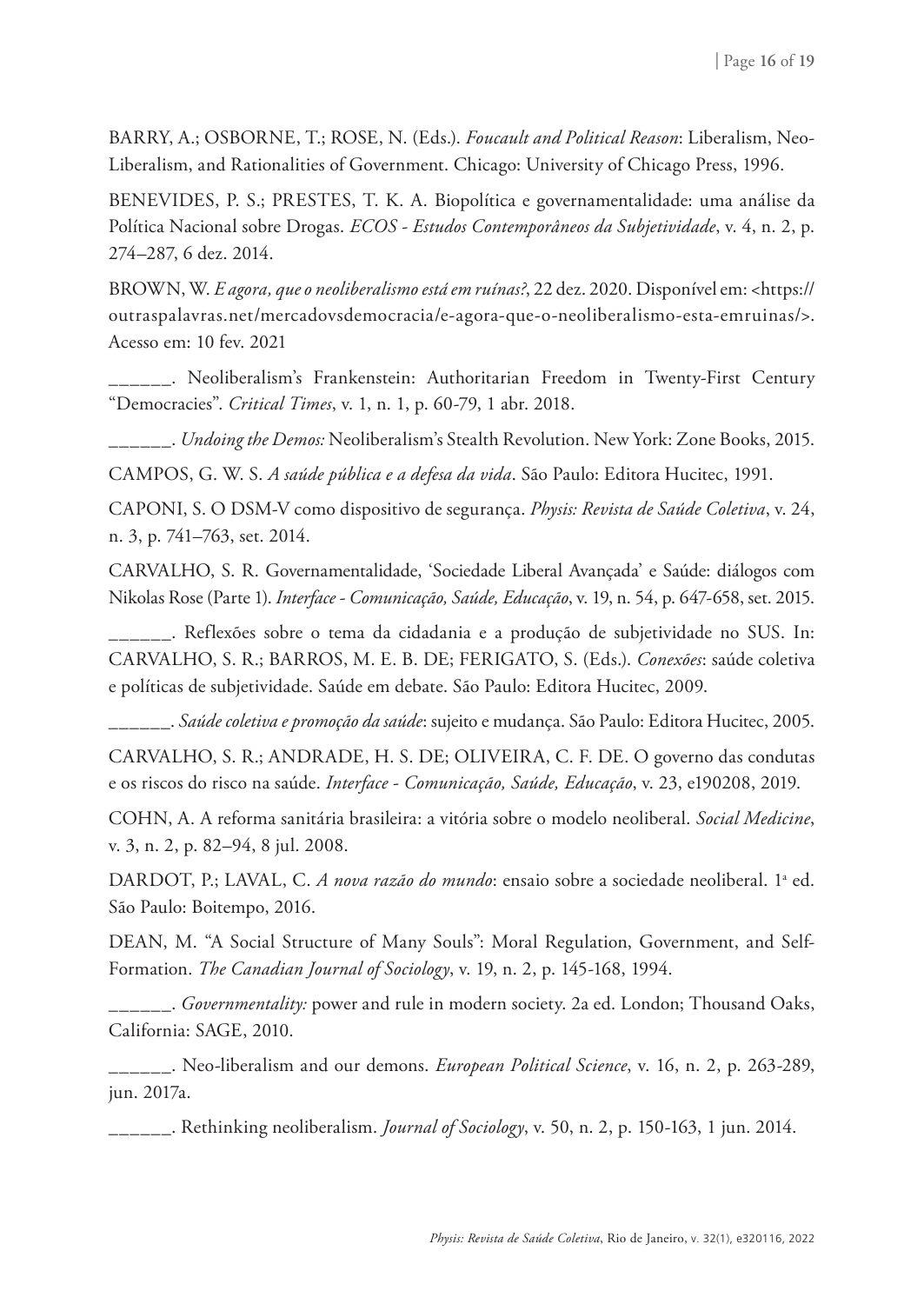BARRY, A.; OSBORNE, T.; ROSE, N. (Eds.). *Foucault and Political Reason*: Liberalism, Neo-Liberalism, and Rationalities of Government. Chicago: University of Chicago Press, 1996.

BENEVIDES, P. S.; PRESTES, T. K. A. Biopolítica e governamentalidade: uma análise da Política Nacional sobre Drogas. *ECOS - Estudos Contemporâneos da Subjetividade*, v. 4, n. 2, p. 274–287, 6 dez. 2014.

BROWN, W. *E agora, que o neoliberalismo está em ruínas?*, 22 dez. 2020. Disponível em: <https://outraspalavras.net/mercadovsdemocracia/e-agora-que-o-neoliberalismo-esta-emruinas/>. Acesso em: 10 fev. 2021

______. Neoliberalism's Frankenstein: Authoritarian Freedom in Twenty-First Century "Democracies". *Critical Times*, v. 1, n. 1, p. 60-79, 1 abr. 2018.

______. *Undoing the Demos:* Neoliberalism's Stealth Revolution. New York: Zone Books, 2015.

CAMPOS, G. W. S. *A saúde pública e a defesa da vida*. São Paulo: Editora Hucitec, 1991.

CAPONI, S. O DSM-V como dispositivo de segurança. *Physis: Revista de Saúde Coletiva*, v. 24, n. 3, p. 741–763, set. 2014.

CARVALHO, S. R. Governamentalidade, 'Sociedade Liberal Avançada' e Saúde: diálogos com Nikolas Rose (Parte 1). *Interface - Comunicação, Saúde, Educação*, v. 19, n. 54, p. 647-658, set. 2015.

______. Reflexões sobre o tema da cidadania e a produção de subjetividade no SUS. In: CARVALHO, S. R.; BARROS, M. E. B. DE; FERIGATO, S. (Eds.). *Conexões*: saúde coletiva e políticas de subjetividade. Saúde em debate. São Paulo: Editora Hucitec, 2009.

______. *Saúde coletiva e promoção da saúde*: sujeito e mudança. São Paulo: Editora Hucitec, 2005.

CARVALHO, S. R.; ANDRADE, H. S. DE; OLIVEIRA, C. F. DE. O governo das condutas e os riscos do risco na saúde. *Interface - Comunicação, Saúde, Educação*, v. 23, e190208, 2019.

COHN, A. A reforma sanitária brasileira: a vitória sobre o modelo neoliberal. *Social Medicine*, v. 3, n. 2, p. 82–94, 8 jul. 2008.

DARDOT, P.; LAVAL, C. *A nova razão do mundo*: ensaio sobre a sociedade neoliberal. 1ª ed. São Paulo: Boitempo, 2016.

DEAN, M. "A Social Structure of Many Souls": Moral Regulation, Government, and Self-Formation. *The Canadian Journal of Sociology*, v. 19, n. 2, p. 145-168, 1994.

______. *Governmentality:* power and rule in modern society. 2a ed. London; Thousand Oaks, California: SAGE, 2010.

______. Neo-liberalism and our demons. *European Political Science*, v. 16, n. 2, p. 263-289, jun. 2017a.

______. Rethinking neoliberalism. *Journal of Sociology*, v. 50, n. 2, p. 150-163, 1 jun. 2014.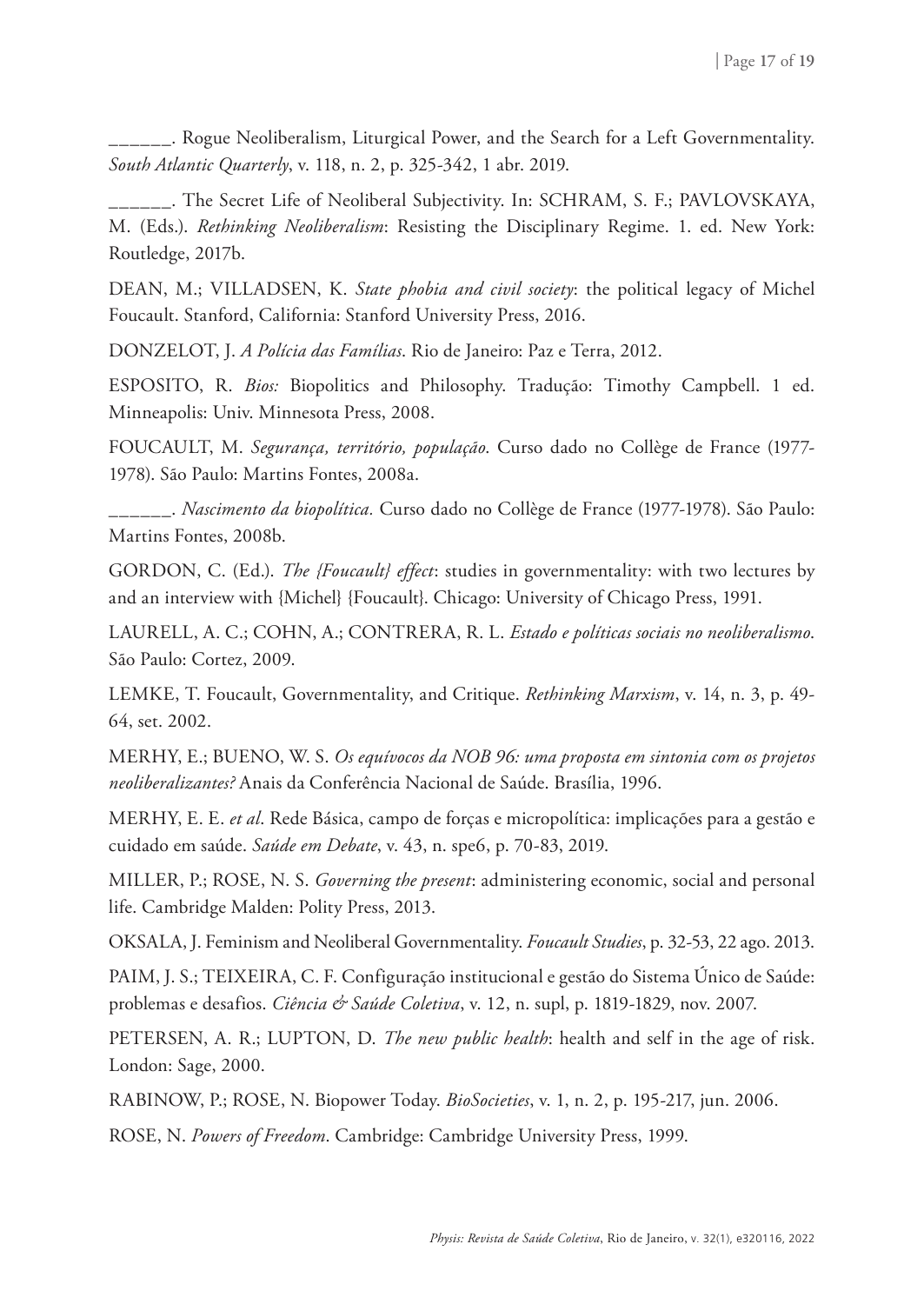______. Rogue Neoliberalism, Liturgical Power, and the Search for a Left Governmentality. *South Atlantic Quarterly*, v. 118, n. 2, p. 325-342, 1 abr. 2019.

______. The Secret Life of Neoliberal Subjectivity. In: SCHRAM, S. F.; PAVLOVSKAYA, M. (Eds.). *Rethinking Neoliberalism*: Resisting the Disciplinary Regime. 1. ed. New York: Routledge, 2017b.

DEAN, M.; VILLADSEN, K. *State phobia and civil society*: the political legacy of Michel Foucault. Stanford, California: Stanford University Press, 2016.

DONZELOT, J. *A Polícia das Famílias*. Rio de Janeiro: Paz e Terra, 2012.

ESPOSITO, R. *Bios:* Biopolitics and Philosophy. Tradução: Timothy Campbell. 1 ed. Minneapolis: Univ. Minnesota Press, 2008.

FOUCAULT, M. *Segurança, território, população*. Curso dado no Collège de France (1977-1978). São Paulo: Martins Fontes, 2008a.

______. *Nascimento da biopolítica.* Curso dado no Collège de France (1977-1978). São Paulo: Martins Fontes, 2008b.

GORDON, C. (Ed.). *The {Foucault} effect*: studies in governmentality: with two lectures by and an interview with {Michel} {Foucault}. Chicago: University of Chicago Press, 1991.

LAURELL, A. C.; COHN, A.; CONTRERA, R. L. *Estado e políticas sociais no neoliberalismo*. São Paulo: Cortez, 2009.

LEMKE, T. Foucault, Governmentality, and Critique. *Rethinking Marxism*, v. 14, n. 3, p. 49-64, set. 2002.

MERHY, E.; BUENO, W. S. *Os equívocos da NOB 96: uma proposta em sintonia com os projetos neoliberalizantes?* Anais da Conferência Nacional de Saúde. Brasília, 1996.

MERHY, E. E. *et al*. Rede Básica, campo de forças e micropolítica: implicações para a gestão e cuidado em saúde. *Saúde em Debate*, v. 43, n. spe6, p. 70-83, 2019.

MILLER, P.; ROSE, N. S. *Governing the present*: administering economic, social and personal life. Cambridge Malden: Polity Press, 2013.

OKSALA, J. Feminism and Neoliberal Governmentality. *Foucault Studies*, p. 32-53, 22 ago. 2013.

PAIM, J. S.; TEIXEIRA, C. F. Configuração institucional e gestão do Sistema Único de Saúde: problemas e desafios. *Ciência & Saúde Coletiva*, v. 12, n. supl, p. 1819-1829, nov. 2007.

PETERSEN, A. R.; LUPTON, D. *The new public health*: health and self in the age of risk. London: Sage, 2000.

RABINOW, P.; ROSE, N. Biopower Today. *BioSocieties*, v. 1, n. 2, p. 195-217, jun. 2006.

ROSE, N. *Powers of Freedom*. Cambridge: Cambridge University Press, 1999.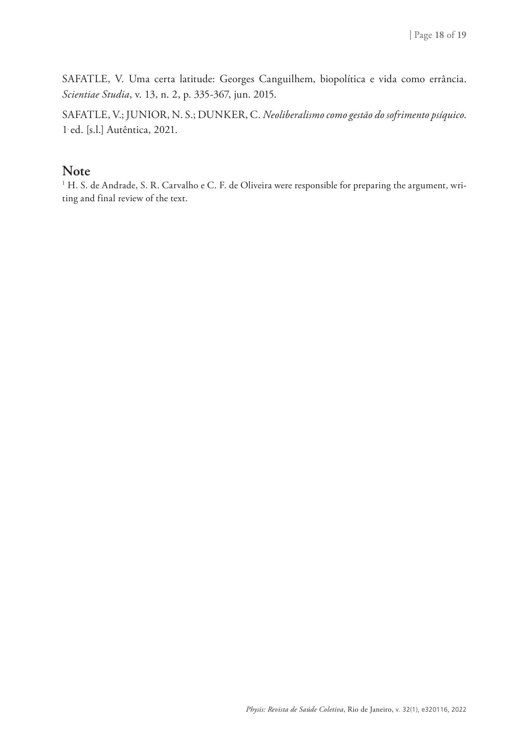SAFATLE, V. Uma certa latitude: Georges Canguilhem, biopolítica e vida como errância. *Scientiae Studia*, v. 13, n. 2, p. 335-367, jun. 2015.

SAFATLE, V.; JUNIOR, N. S.; DUNKER, C. *Neoliberalismo como gestão do sofrimento psíquico*. 1. ed. [s.l.] Autêntica, 2021.

## Note

[1] H. S. de Andrade, S. R. Carvalho e C. F. de Oliveira were responsible for preparing the argument, writing and final review of the text.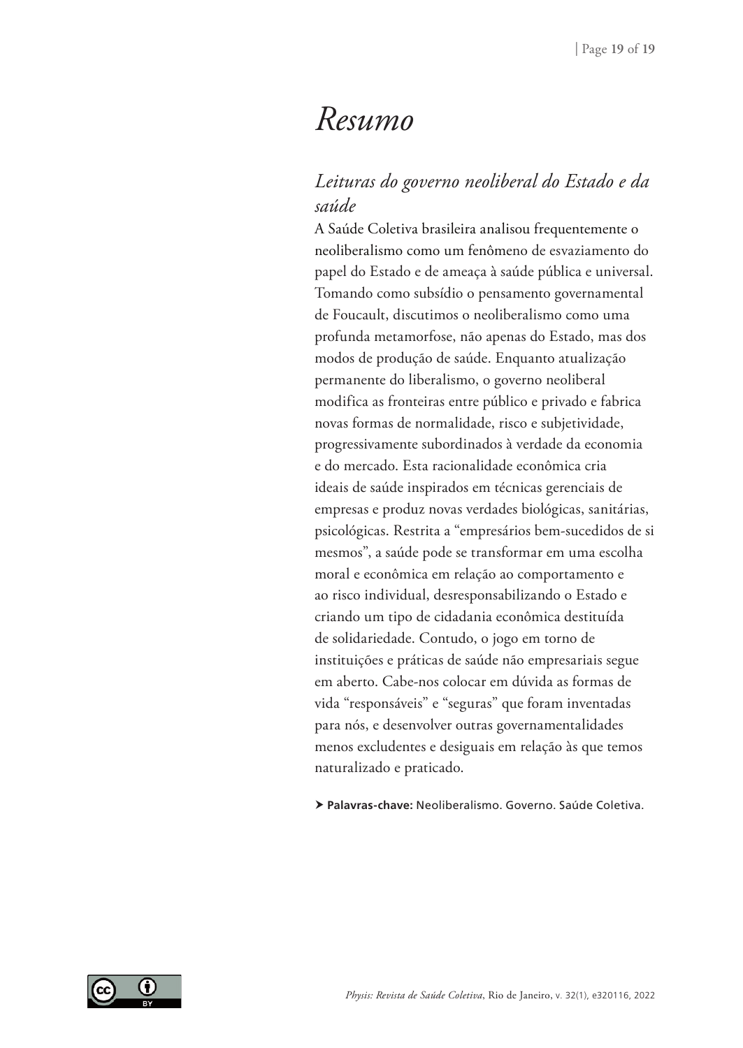# *Resumo*

## *Leituras do governo neoliberal do Estado e da saúde*

A Saúde Coletiva brasileira analisou frequentemente o neoliberalismo como um fenômeno de esvaziamento do papel do Estado e de ameaça à saúde pública e universal. Tomando como subsídio o pensamento governamental de Foucault, discutimos o neoliberalismo como uma profunda metamorfose, não apenas do Estado, mas dos modos de produção de saúde. Enquanto atualização permanente do liberalismo, o governo neoliberal modifica as fronteiras entre público e privado e fabrica novas formas de normalidade, risco e subjetividade, progressivamente subordinados à verdade da economia e do mercado. Esta racionalidade econômica cria ideais de saúde inspirados em técnicas gerenciais de empresas e produz novas verdades biológicas, sanitárias, psicológicas. Restrita a "empresários bem-sucedidos de si mesmos", a saúde pode se transformar em uma escolha moral e econômica em relação ao comportamento e ao risco individual, desresponsabilizando o Estado e criando um tipo de cidadania econômica destituída de solidariedade. Contudo, o jogo em torno de instituições e práticas de saúde não empresariais segue em aberto. Cabe-nos colocar em dúvida as formas de vida "responsáveis" e "seguras" que foram inventadas para nós, e desenvolver outras governamentalidades menos excludentes e desiguais em relação às que temos naturalizado e praticado.

➤ **Palavras-chave:** Neoliberalismo. Governo. Saúde Coletiva.